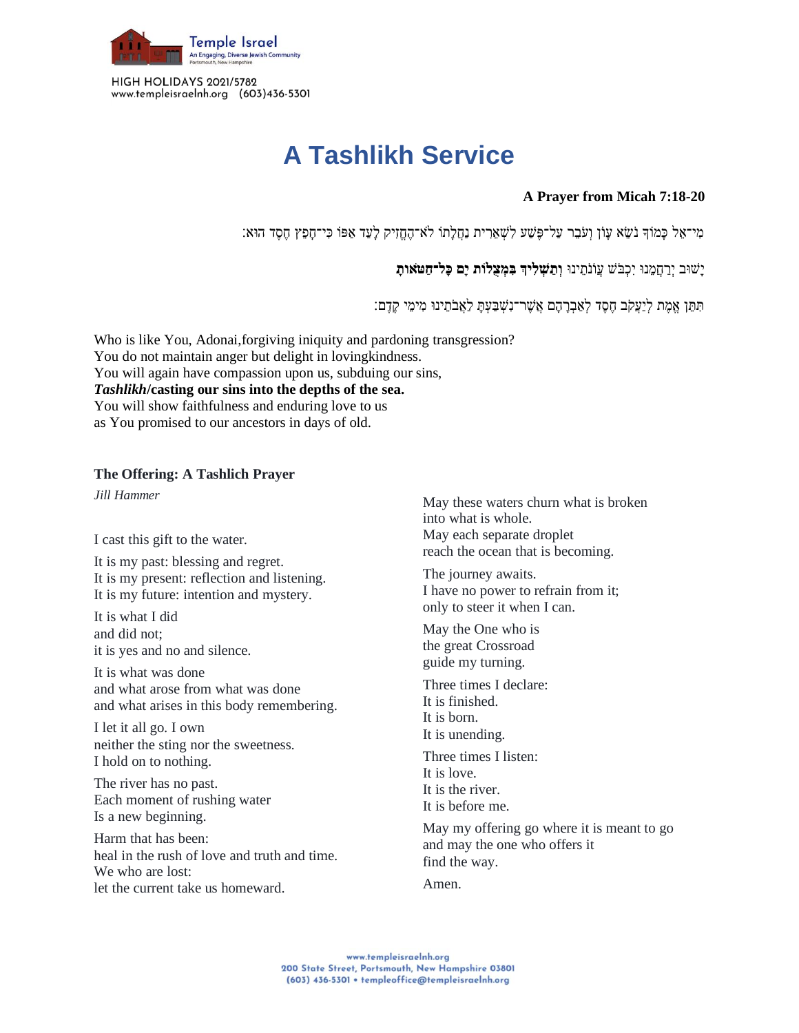# A Tashlikh Service

**A Prayer from Micah 7:18-20**

מִי־אֵל כָּמוֹךָ נֹשֵׂא עָוֹן וְעֹבֵר עַל־פֶּשַׁע לִשְׁאֵרִית נַחֲלָתוֹ לֹא־הֶחֱזִיק לָעַד אַפּוֹ כִּי־חָפֵץ חֶסֶד הוּא׃

יָשׁוּב יְרַחֲמֵנוּ יִכְבֹּשׁ עֲוֺנֹתֵינוּ **וְתַשְׁלִיךְ בִּמְצֻלוֹת יָם כָּל־חַטֹּאותָם**

תִּתֵּן אֱמֶת לְיַעֲקֹב חֶסֶד לְאַבְרָהָם אֲשֶׁר־נִשְׁבַּעְתָּ לַאֲבֹתֵינוּ מִימֵי קֶדֶם׃

Who is like You, Adonai,forgiving iniquity and pardoning transgression?
You do not maintain anger but delight in lovingkindness.
You will again have compassion upon us, subduing our sins,
***Tashlikh*/casting our sins into the depths of the sea.**
You will show faithfulness and enduring love to us
as You promised to our ancestors in days of old.

**The Offering: A Tashlich Prayer**

*Jill Hammer*

I cast this gift to the water.

It is my past: blessing and regret.
It is my present: reflection and listening.
It is my future: intention and mystery.

It is what I did
and did not;
it is yes and no and silence.

It is what was done
and what arose from what was done
and what arises in this body remembering.

I let it all go. I own
neither the sting nor the sweetness.
I hold on to nothing.

The river has no past.
Each moment of rushing water
Is a new beginning.

Harm that has been:
heal in the rush of love and truth and time.
We who are lost:
let the current take us homeward.

May these waters churn what is broken
into what is whole.
May each separate droplet
reach the ocean that is becoming.

The journey awaits.
I have no power to refrain from it;
only to steer it when I can.

May the One who is
the great Crossroad
guide my turning.

Three times I declare:
It is finished.
It is born.
It is unending.

Three times I listen:
It is love.
It is the river.
It is before me.

May my offering go where it is meant to go
and may the one who offers it
find the way.

Amen.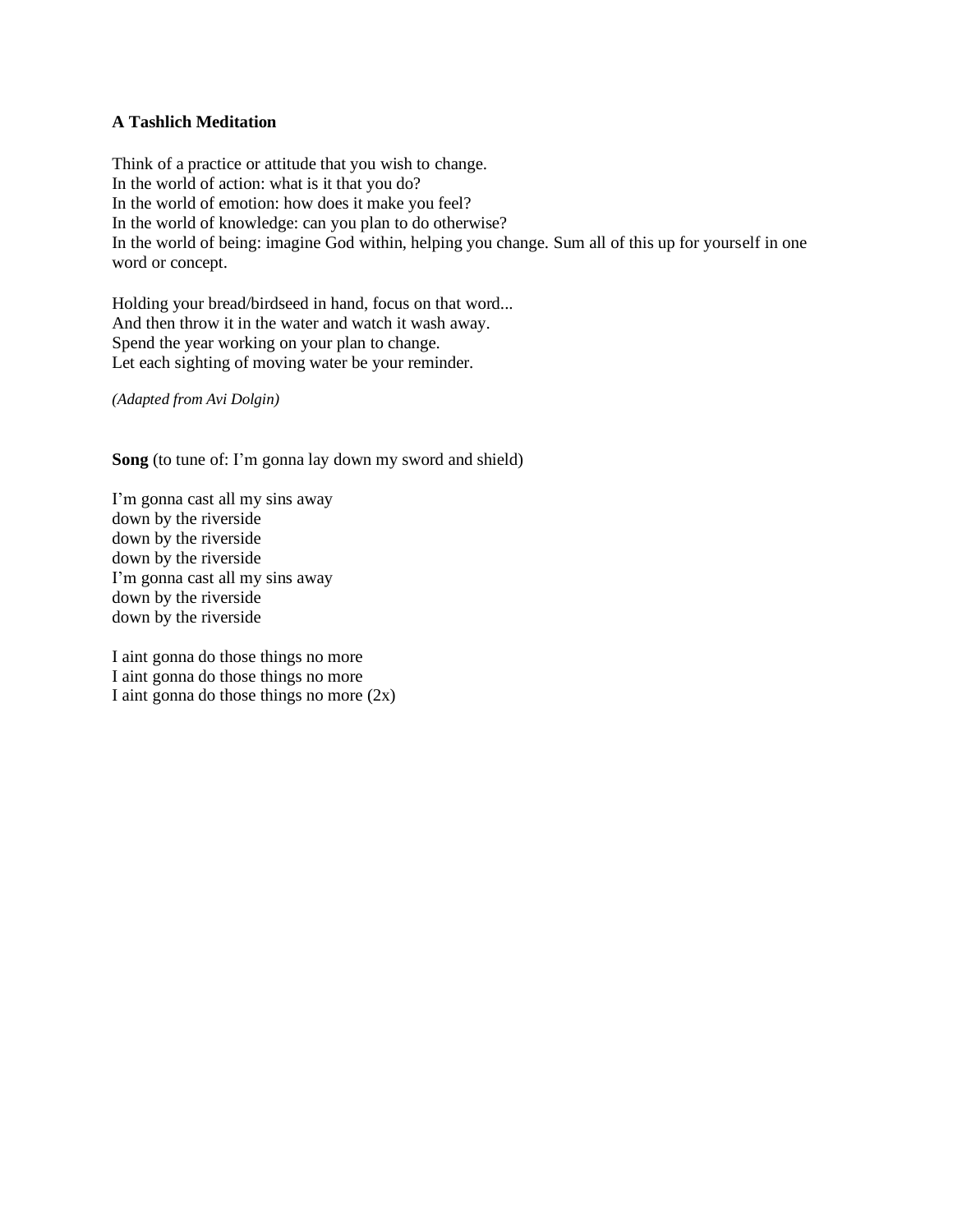**A Tashlich Meditation**

Think of a practice or attitude that you wish to change.
In the world of action: what is it that you do?
In the world of emotion: how does it make you feel?
In the world of knowledge: can you plan to do otherwise?
In the world of being: imagine God within, helping you change. Sum all of this up for yourself in one word or concept.

Holding your bread/birdseed in hand, focus on that word...
And then throw it in the water and watch it wash away.
Spend the year working on your plan to change.
Let each sighting of moving water be your reminder.

*(Adapted from Avi Dolgin)*

**Song** (to tune of: I'm gonna lay down my sword and shield)

I'm gonna cast all my sins away
down by the riverside
down by the riverside
down by the riverside
I'm gonna cast all my sins away
down by the riverside
down by the riverside

I aint gonna do those things no more
I aint gonna do those things no more
I aint gonna do those things no more (2x)